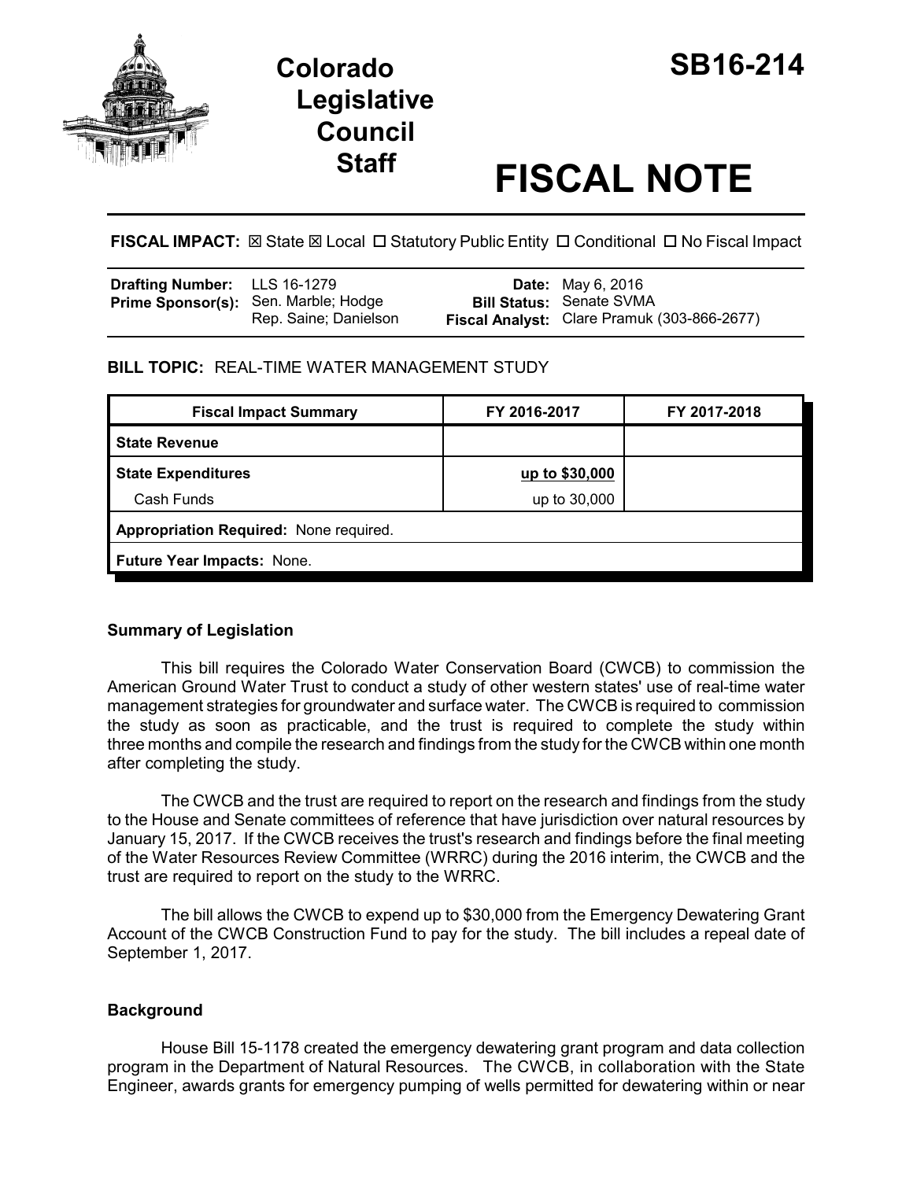# Colorado Legislative Council Staff

# SB16-214

# FISCAL NOTE

**FISCAL IMPACT:** ☒ State ☒ Local ☐ Statutory Public Entity ☐ Conditional ☐ No Fiscal Impact

| | | | |
|---|---|---|---|
| **Drafting Number:** | LLS 16-1279 | **Date:** | May 6, 2016 |
| **Prime Sponsor(s):** | Sen. Marble; Hodge<br>Rep. Saine; Danielson | **Bill Status:** | Senate SVMA |
| | | **Fiscal Analyst:** | Clare Pramuk (303-866-2677) |

**BILL TOPIC:** REAL-TIME WATER MANAGEMENT STUDY

| Fiscal Impact Summary | FY 2016-2017 | FY 2017-2018 |
|---|---|---|
| **State Revenue** | | |
| **State Expenditures** | <u>up to $30,000</u> | |
| Cash Funds | up to 30,000 | |
| **Appropriation Required:** None required. | | |
| **Future Year Impacts:** None. | | |

### Summary of Legislation

This bill requires the Colorado Water Conservation Board (CWCB) to commission the American Ground Water Trust to conduct a study of other western states' use of real-time water management strategies for groundwater and surface water. The CWCB is required to commission the study as soon as practicable, and the trust is required to complete the study within three months and compile the research and findings from the study for the CWCB within one month after completing the study.

The CWCB and the trust are required to report on the research and findings from the study to the House and Senate committees of reference that have jurisdiction over natural resources by January 15, 2017. If the CWCB receives the trust's research and findings before the final meeting of the Water Resources Review Committee (WRRC) during the 2016 interim, the CWCB and the trust are required to report on the study to the WRRC.

The bill allows the CWCB to expend up to $30,000 from the Emergency Dewatering Grant Account of the CWCB Construction Fund to pay for the study. The bill includes a repeal date of September 1, 2017.

### Background

House Bill 15-1178 created the emergency dewatering grant program and data collection program in the Department of Natural Resources. The CWCB, in collaboration with the State Engineer, awards grants for emergency pumping of wells permitted for dewatering within or near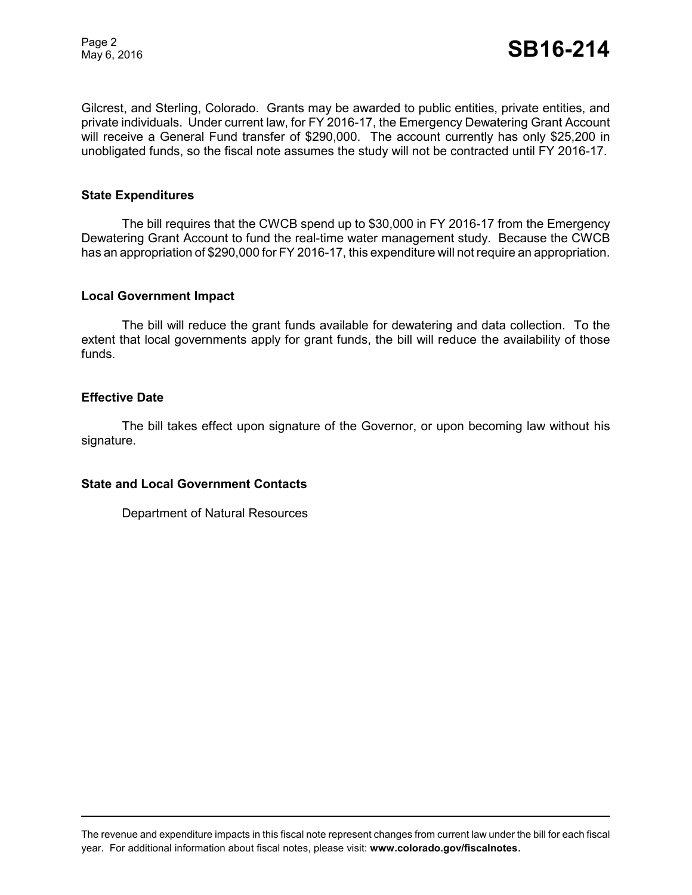Gilcrest, and Sterling, Colorado. Grants may be awarded to public entities, private entities, and private individuals. Under current law, for FY 2016-17, the Emergency Dewatering Grant Account will receive a General Fund transfer of $290,000. The account currently has only $25,200 in unobligated funds, so the fiscal note assumes the study will not be contracted until FY 2016-17.

### State Expenditures

The bill requires that the CWCB spend up to $30,000 in FY 2016-17 from the Emergency Dewatering Grant Account to fund the real-time water management study. Because the CWCB has an appropriation of $290,000 for FY 2016-17, this expenditure will not require an appropriation.

### Local Government Impact

The bill will reduce the grant funds available for dewatering and data collection. To the extent that local governments apply for grant funds, the bill will reduce the availability of those funds.

### Effective Date

The bill takes effect upon signature of the Governor, or upon becoming law without his signature.

### State and Local Government Contacts

Department of Natural Resources

The revenue and expenditure impacts in this fiscal note represent changes from current law under the bill for each fiscal year. For additional information about fiscal notes, please visit: **www.colorado.gov/fiscalnotes.**